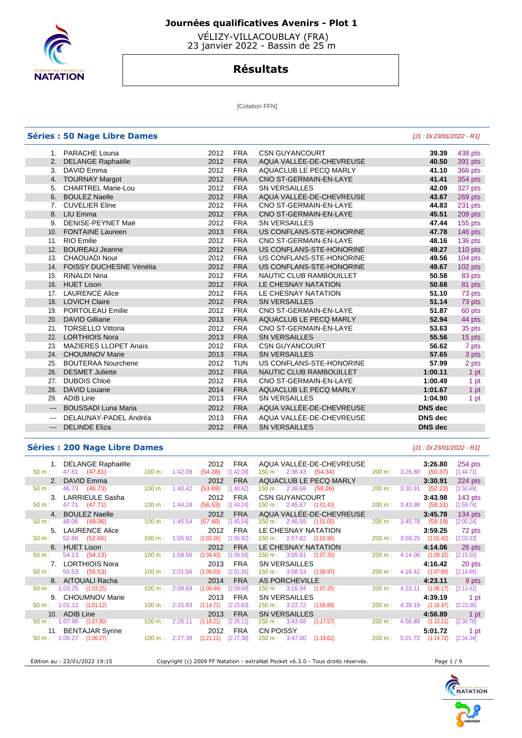# Journées qualificatives Avenirs - Plot 1

VÉLIZY-VILLACOUBLAY (FRA)
23 janvier 2022 - Bassin de 25 m

## Résultats

[Cotation FFN]

### Séries : 50 Nage Libre Dames

*[J1 : Di 23/01/2022 - R1]*

| Rang | Nom | Année | Nat. | Club | Temps | Points |
|---|---|---|---|---|---|---|
| 1. | PARACHE Louna | 2012 | FRA | CSN GUYANCOURT | 39.39 | 438 pts |
| 2. | DELANGE Raphaëlle | 2012 | FRA | AQUA VALLÉE-DE-CHEVREUSE | 40.50 | 391 pts |
| 3. | DAVID Emma | 2012 | FRA | AQUACLUB LE PECQ MARLY | 41.10 | 366 pts |
| 4. | TOURNAY Margot | 2012 | FRA | CNO ST-GERMAIN-EN-LAYE | 41.41 | 354 pts |
| 5. | CHARTREL Marie-Lou | 2012 | FRA | SN VERSAILLES | 42.09 | 327 pts |
| 6. | BOULEZ Naelle | 2012 | FRA | AQUA VALLÉE-DE-CHEVREUSE | 43.67 | 269 pts |
| 7. | CUVELIER Eline | 2012 | FRA | CNO ST-GERMAIN-EN-LAYE | 44.83 | 231 pts |
| 8. | LIU Emma | 2012 | FRA | CNO ST-GERMAIN-EN-LAYE | 45.51 | 209 pts |
| 9. | DENISE-PEYNET Maë | 2012 | FRA | SN VERSAILLES | 47.44 | 155 pts |
| 10. | FONTAINE Laureen | 2013 | FRA | US CONFLANS-STE-HONORINE | 47.78 | 146 pts |
| 11. | RIO Emilie | 2012 | FRA | CNO ST-GERMAIN-EN-LAYE | 48.16 | 136 pts |
| 12. | BOUREAU Jeanne | 2012 | FRA | US CONFLANS-STE-HONORINE | 49.27 | 110 pts |
| 13. | CHAOUADI Nour | 2012 | FRA | US CONFLANS-STE-HONORINE | 49.56 | 104 pts |
| 14. | FOISSY DUCHESNE Vénétia | 2012 | FRA | US CONFLANS-STE-HONORINE | 49.67 | 102 pts |
| 15. | RINALDI Nina | 2012 | FRA | NAUTIC CLUB RAMBOUILLET | 50.58 | 83 pts |
| 16. | HUET Lison | 2012 | FRA | LE CHESNAY NATATION | 50.68 | 81 pts |
| 17. | LAURENCE Alice | 2012 | FRA | LE CHESNAY NATATION | 51.10 | 73 pts |
| 18. | LOVICH Claire | 2012 | FRA | SN VERSAILLES | 51.14 | 73 pts |
| 19. | PORTOLEAU Emilie | 2012 | FRA | CNO ST-GERMAIN-EN-LAYE | 51.87 | 60 pts |
| 20. | DAVID Gilliane | 2013 | FRA | AQUACLUB LE PECQ MARLY | 52.94 | 44 pts |
| 21. | TORSELLO Vittoria | 2012 | FRA | CNO ST-GERMAIN-EN-LAYE | 53.63 | 35 pts |
| 22. | LORTHIOIS Nora | 2013 | FRA | SN VERSAILLES | 55.56 | 15 pts |
| 23. | MAZIERES LLOPET Anaïs | 2012 | FRA | CSN GUYANCOURT | 56.62 | 7 pts |
| 24. | CHOUMNOV Marie | 2013 | FRA | SN VERSAILLES | 57.65 | 3 pts |
| 25. | BOUTERAA Nourchene | 2012 | TUN | US CONFLANS-STE-HONORINE | 57.99 | 2 pts |
| 26. | DESMET Juliette | 2012 | FRA | NAUTIC CLUB RAMBOUILLET | 1:00.11 | 1 pt |
| 27. | DUBOIS Chloé | 2012 | FRA | CNO ST-GERMAIN-EN-LAYE | 1:00.49 | 1 pt |
| 28. | DAVID Louane | 2014 | FRA | AQUACLUB LE PECQ MARLY | 1:01.67 | 1 pt |
| 29. | ADIB Line | 2013 | FRA | SN VERSAILLES | 1:04.90 | 1 pt |
| --- | BOUSSADI Luna Maria | 2012 | FRA | AQUA VALLÉE-DE-CHEVREUSE | DNS dec | |
| --- | DELAUNAY-PADEL Andréa | 2013 | FRA | AQUA VALLÉE-DE-CHEVREUSE | DNS dec | |
| --- | DELINDE Eliza | 2012 | FRA | SN VERSAILLES | DNS dec | |

### Séries : 200 Nage Libre Dames

*[J1 : Di 23/01/2022 - R1]*

| Rang | Nom | Année | Nat. | Club | Temps | Points |
|---|---|---|---|---|---|---|
| 1. | DELANGE Raphaëlle | 2012 | FRA | AQUA VALLÉE-DE-CHEVREUSE | 3:26.80 | 254 pts |
| | 50 m : 47.81 (47.81) | 100 m : 1:42.09 (54.28) [1:42.09] | | 150 m : 2:36.43 (54.34) | 200 m : 3:26.80 (50.37) [1:44.71] | |
| 2. | DAVID Emma | 2012 | FRA | AQUACLUB LE PECQ MARLY | 3:30.91 | 224 pts |
| | 50 m : 46.73 (46.73) | 100 m : 1:40.42 (53.69) [1:40.42] | | 150 m : 2:38.68 (58.26) | 200 m : 3:30.91 (52.23) [1:50.49] | |
| 3. | LARRIEULE Sasha | 2012 | FRA | CSN GUYANCOURT | 3:43.98 | 143 pts |
| | 50 m : 47.71 (47.71) | 100 m : 1:44.24 (56.53) [1:44.24] | | 150 m : 2:45.67 (1:01.43) | 200 m : 3:43.98 (58.31) [1:59.74] | |
| 4. | BOULEZ Naelle | 2012 | FRA | AQUA VALLÉE-DE-CHEVREUSE | 3:45.78 | 134 pts |
| | 50 m : 48.06 (48.06) | 100 m : 1:45.54 (57.48) [1:45.54] | | 150 m : 2:46.59 (1:01.05) | 200 m : 3:45.78 (59.19) [2:00.24] | |
| 5. | LAURENCE Alice | 2012 | FRA | LE CHESNAY NATATION | 3:59.25 | 72 pts |
| | 50 m : 52.66 (52.66) | 100 m : 1:55.92 (1:03.26) [1:55.92] | | 150 m : 2:57.82 (1:01.90) | 200 m : 3:59.25 (1:01.43) [2:03.33] | |
| 6. | HUET Lison | 2012 | FRA | LE CHESNAY NATATION | 4:14.06 | 26 pts |
| | 50 m : 54.13 (54.13) | 100 m : 1:58.56 (1:04.43) [1:58.56] | | 150 m : 3:05.91 (1:07.35) | 200 m : 4:14.06 (1:08.15) [2:15.50] | |
| 7. | LORTHIOIS Nora | 2013 | FRA | SN VERSAILLES | 4:16.42 | 20 pts |
| | 50 m : 55.53 (55.53) | 100 m : 2:01.56 (1:06.03) [2:01.56] | | 150 m : 3:08.53 (1:06.97) | 200 m : 4:16.42 (1:07.89) [2:14.86] | |
| 8. | AITOUALI Racha | 2014 | FRA | AS PORCHEVILLE | 4:23.11 | 9 pts |
| | 50 m : 1:03.25 (1:03.25) | 100 m : 2:09.69 (1:06.44) [2:09.69] | | 150 m : 3:16.94 (1:07.25) | 200 m : 4:23.11 (1:06.17) [2:13.42] | |
| 9. | CHOUMNOV Marie | 2013 | FRA | SN VERSAILLES | 4:39.19 | 1 pt |
| | 50 m : 1:01.12 (1:01.12) | 100 m : 2:15.83 (1:14.71) [2:15.83] | | 150 m : 3:22.72 (1:06.89) | 200 m : 4:39.19 (1:16.47) [2:23.36] | |
| 10. | ADIB Line | 2013 | FRA | SN VERSAILLES | 4:56.89 | 1 pt |
| | 50 m : 1:07.90 (1:07.90) | 100 m : 2:26.11 (1:18.21) [2:26.11] | | 150 m : 3:43.68 (1:17.57) | 200 m : 4:56.89 (1:13.21) [2:30.78] | |
| 11. | BENTAJAR Syrine | 2012 | FRA | CN POISSY | 5:01.72 | 1 pt |
| | 50 m : 1:06.27 (1:06.27) | 100 m : 2:27.38 (1:21.11) [2:27.38] | | 150 m : 3:47.00 (1:19.62) | 200 m : 5:01.72 (1:14.72) [2:34.34] | |

Edition au : 23/01/2022 19:15 — Copyright (c) 2009 FF Natation - extraNat Pocket v6.3.0 - Tous droits réservés.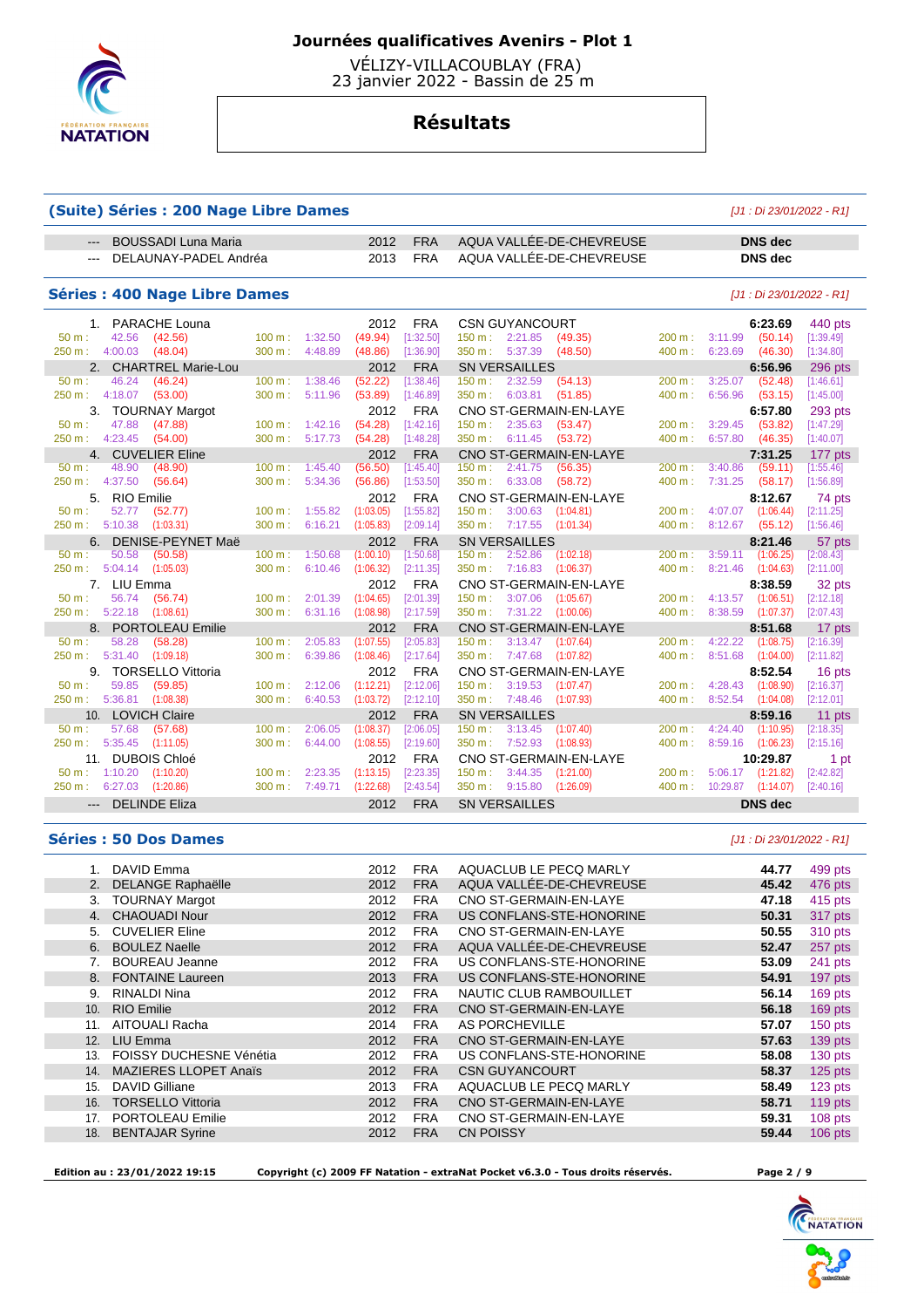# Journées qualificatives Avenirs - Plot 1

VÉLIZY-VILLACOUBLAY (FRA)
23 janvier 2022 - Bassin de 25 m

## Résultats

### (Suite) Séries : 200 Nage Libre Dames

*[J1 : Di 23/01/2022 - R1]*

| | Nom | Année | Nat. | Club | Temps |
|---|---|---|---|---|---|
| --- | BOUSSADI Luna Maria | 2012 | FRA | AQUA VALLÉE-DE-CHEVREUSE | DNS dec |
| --- | DELAUNAY-PADEL Andréa | 2013 | FRA | AQUA VALLÉE-DE-CHEVREUSE | DNS dec |

### Séries : 400 Nage Libre Dames

*[J1 : Di 23/01/2022 - R1]*

| Rang | Nom | Année | Nat. | Club | Temps | Points |
|---|---|---|---|---|---|---|
| 1. | PARACHE Louna | 2012 | FRA | CSN GUYANCOURT | 6:23.69 | 440 pts |
| | 50 m : 42.56 (42.56) — 100 m : 1:32.50 (49.94) [1:32.50] — 150 m : 2:21.85 (49.35) — 200 m : 3:11.99 (50.14) [1:39.49] — 250 m : 4:00.03 (48.04) — 300 m : 4:48.89 (48.86) [1:36.90] — 350 m : 5:37.39 (48.50) — 400 m : 6:23.69 (46.30) [1:34.80] | | | | | |
| 2. | CHARTREL Marie-Lou | 2012 | FRA | SN VERSAILLES | 6:56.96 | 296 pts |
| | 50 m : 46.24 (46.24) — 100 m : 1:38.46 (52.22) [1:38.46] — 150 m : 2:32.59 (54.13) — 200 m : 3:25.07 (52.48) [1:46.61] — 250 m : 4:18.07 (53.00) — 300 m : 5:11.96 (53.89) [1:46.89] — 350 m : 6:03.81 (51.85) — 400 m : 6:56.96 (53.15) [1:45.00] | | | | | |
| 3. | TOURNAY Margot | 2012 | FRA | CNO ST-GERMAIN-EN-LAYE | 6:57.80 | 293 pts |
| | 50 m : 47.88 (47.88) — 100 m : 1:42.16 (54.28) [1:42.16] — 150 m : 2:35.63 (53.47) — 200 m : 3:29.45 (53.82) [1:47.29] — 250 m : 4:23.45 (54.00) — 300 m : 5:17.73 (54.28) [1:48.28] — 350 m : 6:11.45 (53.72) — 400 m : 6:57.80 (46.35) [1:40.07] | | | | | |
| 4. | CUVELIER Eline | 2012 | FRA | CNO ST-GERMAIN-EN-LAYE | 7:31.25 | 177 pts |
| | 50 m : 48.90 (48.90) — 100 m : 1:45.40 (56.50) [1:45.40] — 150 m : 2:41.75 (56.35) — 200 m : 3:40.86 (59.11) [1:55.46] — 250 m : 4:37.50 (56.64) — 300 m : 5:34.36 (56.86) [1:53.50] — 350 m : 6:33.08 (58.72) — 400 m : 7:31.25 (58.17) [1:56.89] | | | | | |
| 5. | RIO Emilie | 2012 | FRA | CNO ST-GERMAIN-EN-LAYE | 8:12.67 | 74 pts |
| | 50 m : 52.77 (52.77) — 100 m : 1:55.82 (1:03.05) [1:55.82] — 150 m : 3:00.63 (1:04.81) — 200 m : 4:07.07 (1:06.44) [2:11.25] — 250 m : 5:10.38 (1:03.31) — 300 m : 6:16.21 (1:05.83) [2:09.14] — 350 m : 7:17.55 (1:01.34) — 400 m : 8:12.67 (55.12) [1:56.46] | | | | | |
| 6. | DENISE-PEYNET Maë | 2012 | FRA | SN VERSAILLES | 8:21.46 | 57 pts |
| | 50 m : 50.58 (50.58) — 100 m : 1:50.68 (1:00.10) [1:50.68] — 150 m : 2:52.86 (1:02.18) — 200 m : 3:59.11 (1:06.25) [2:08.43] — 250 m : 5:04.14 (1:05.03) — 300 m : 6:10.46 (1:06.32) [2:11.35] — 350 m : 7:16.83 (1:06.37) — 400 m : 8:21.46 (1:04.63) [2:11.00] | | | | | |
| 7. | LIU Emma | 2012 | FRA | CNO ST-GERMAIN-EN-LAYE | 8:38.59 | 32 pts |
| | 50 m : 56.74 (56.74) — 100 m : 2:01.39 (1:04.65) [2:01.39] — 150 m : 3:07.06 (1:05.67) — 200 m : 4:13.57 (1:06.51) [2:12.18] — 250 m : 5:22.18 (1:08.61) — 300 m : 6:31.16 (1:08.98) [2:17.59] — 350 m : 7:31.22 (1:00.06) — 400 m : 8:38.59 (1:07.37) [2:07.43] | | | | | |
| 8. | PORTOLEAU Emilie | 2012 | FRA | CNO ST-GERMAIN-EN-LAYE | 8:51.68 | 17 pts |
| | 50 m : 58.28 (58.28) — 100 m : 2:05.83 (1:07.55) [2:05.83] — 150 m : 3:13.47 (1:07.64) — 200 m : 4:22.22 (1:08.75) [2:16.39] — 250 m : 5:31.40 (1:09.18) — 300 m : 6:39.86 (1:08.46) [2:17.64] — 350 m : 7:47.68 (1:07.82) — 400 m : 8:51.68 (1:04.00) [2:11.82] | | | | | |
| 9. | TORSELLO Vittoria | 2012 | FRA | CNO ST-GERMAIN-EN-LAYE | 8:52.54 | 16 pts |
| | 50 m : 59.85 (59.85) — 100 m : 2:12.06 (1:12.21) [2:12.06] — 150 m : 3:19.53 (1:07.47) — 200 m : 4:28.43 (1:08.90) [2:16.37] — 250 m : 5:36.81 (1:08.38) — 300 m : 6:40.53 (1:03.72) [2:12.10] — 350 m : 7:48.46 (1:07.93) — 400 m : 8:52.54 (1:04.08) [2:12.01] | | | | | |
| 10. | LOVICH Claire | 2012 | FRA | SN VERSAILLES | 8:59.16 | 11 pts |
| | 50 m : 57.68 (57.68) — 100 m : 2:06.05 (1:08.37) [2:06.05] — 150 m : 3:13.45 (1:07.40) — 200 m : 4:24.40 (1:10.95) [2:18.35] — 250 m : 5:35.45 (1:11.05) — 300 m : 6:44.00 (1:08.55) [2:19.60] — 350 m : 7:52.93 (1:08.93) — 400 m : 8:59.16 (1:06.23) [2:15.16] | | | | | |
| 11. | DUBOIS Chloé | 2012 | FRA | CNO ST-GERMAIN-EN-LAYE | 10:29.87 | 1 pt |
| | 50 m : 1:10.20 (1:10.20) — 100 m : 2:23.35 (1:13.15) [2:23.35] — 150 m : 3:44.35 (1:21.00) — 200 m : 5:06.17 (1:21.82) [2:42.82] — 250 m : 6:27.03 (1:20.86) — 300 m : 7:49.71 (1:22.68) [2:43.54] — 350 m : 9:15.80 (1:26.09) — 400 m : 10:29.87 (1:14.07) [2:40.16] | | | | | |
| --- | DELINDE Eliza | 2012 | FRA | SN VERSAILLES | DNS dec | |

### Séries : 50 Dos Dames

*[J1 : Di 23/01/2022 - R1]*

| Rang | Nom | Année | Nat. | Club | Temps | Points |
|---|---|---|---|---|---|---|
| 1. | DAVID Emma | 2012 | FRA | AQUACLUB LE PECQ MARLY | 44.77 | 499 pts |
| 2. | DELANGE Raphaëlle | 2012 | FRA | AQUA VALLÉE-DE-CHEVREUSE | 45.42 | 476 pts |
| 3. | TOURNAY Margot | 2012 | FRA | CNO ST-GERMAIN-EN-LAYE | 47.18 | 415 pts |
| 4. | CHAOUADI Nour | 2012 | FRA | US CONFLANS-STE-HONORINE | 50.31 | 317 pts |
| 5. | CUVELIER Eline | 2012 | FRA | CNO ST-GERMAIN-EN-LAYE | 50.55 | 310 pts |
| 6. | BOULEZ Naelle | 2012 | FRA | AQUA VALLÉE-DE-CHEVREUSE | 52.47 | 257 pts |
| 7. | BOUREAU Jeanne | 2012 | FRA | US CONFLANS-STE-HONORINE | 53.09 | 241 pts |
| 8. | FONTAINE Laureen | 2013 | FRA | US CONFLANS-STE-HONORINE | 54.91 | 197 pts |
| 9. | RINALDI Nina | 2012 | FRA | NAUTIC CLUB RAMBOUILLET | 56.14 | 169 pts |
| 10. | RIO Emilie | 2012 | FRA | CNO ST-GERMAIN-EN-LAYE | 56.18 | 169 pts |
| 11. | AITOUALI Racha | 2014 | FRA | AS PORCHEVILLE | 57.07 | 150 pts |
| 12. | LIU Emma | 2012 | FRA | CNO ST-GERMAIN-EN-LAYE | 57.63 | 139 pts |
| 13. | FOISSY DUCHESNE Vénétia | 2012 | FRA | US CONFLANS-STE-HONORINE | 58.08 | 130 pts |
| 14. | MAZIERES LLOPET Anaïs | 2012 | FRA | CSN GUYANCOURT | 58.37 | 125 pts |
| 15. | DAVID Gilliane | 2013 | FRA | AQUACLUB LE PECQ MARLY | 58.49 | 123 pts |
| 16. | TORSELLO Vittoria | 2012 | FRA | CNO ST-GERMAIN-EN-LAYE | 58.71 | 119 pts |
| 17. | PORTOLEAU Emilie | 2012 | FRA | CNO ST-GERMAIN-EN-LAYE | 59.31 | 108 pts |
| 18. | BENTAJAR Syrine | 2012 | FRA | CN POISSY | 59.44 | 106 pts |

Edition au : 23/01/2022 19:15 — Copyright (c) 2009 FF Natation - extraNat Pocket v6.3.0 - Tous droits réservés.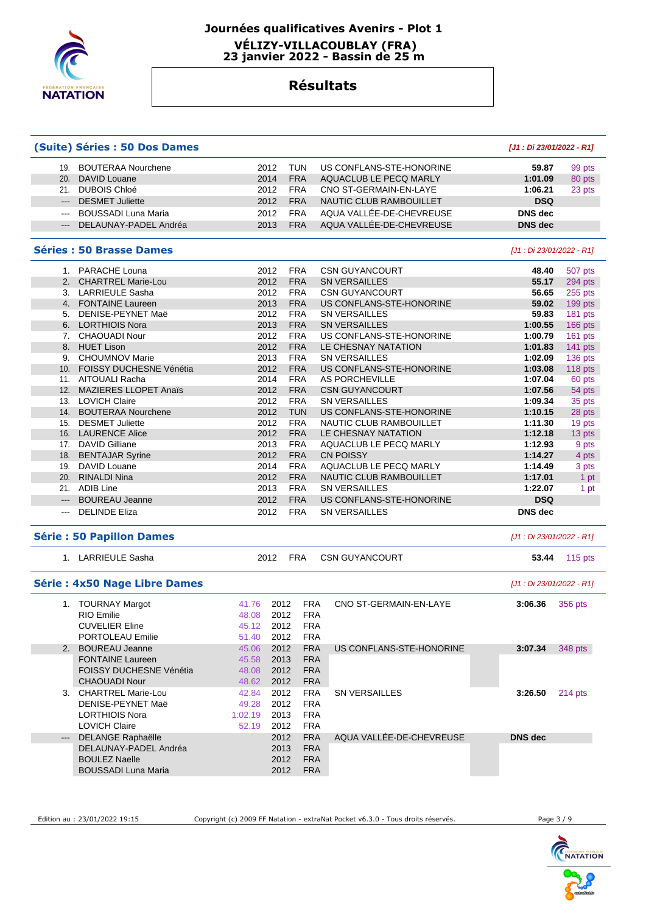# Journées qualificatives Avenirs - Plot 1

## VÉLIZY-VILLACOUBLAY (FRA)

## 23 janvier 2022 - Bassin de 25 m

# Résultats

### (Suite) Séries : 50 Dos Dames

*[J1 : Di 23/01/2022 - R1]*

| | | | | | | |
|---|---|---|---|---|---|---|
| 19. | BOUTERAA Nourchene | 2012 | TUN | US CONFLANS-STE-HONORINE | 59.87 | 99 pts |
| 20. | DAVID Louane | 2014 | FRA | AQUACLUB LE PECQ MARLY | 1:01.09 | 80 pts |
| 21. | DUBOIS Chloé | 2012 | FRA | CNO ST-GERMAIN-EN-LAYE | 1:06.21 | 23 pts |
| --- | DESMET Juliette | 2012 | FRA | NAUTIC CLUB RAMBOUILLET | DSQ | |
| --- | BOUSSADI Luna Maria | 2012 | FRA | AQUA VALLÉE-DE-CHEVREUSE | DNS dec | |
| --- | DELAUNAY-PADEL Andréa | 2013 | FRA | AQUA VALLÉE-DE-CHEVREUSE | DNS dec | |

### Séries : 50 Brasse Dames

*[J1 : Di 23/01/2022 - R1]*

| | | | | | | |
|---|---|---|---|---|---|---|
| 1. | PARACHE Louna | 2012 | FRA | CSN GUYANCOURT | 48.40 | 507 pts |
| 2. | CHARTREL Marie-Lou | 2012 | FRA | SN VERSAILLES | 55.17 | 294 pts |
| 3. | LARRIEULE Sasha | 2012 | FRA | CSN GUYANCOURT | 56.65 | 255 pts |
| 4. | FONTAINE Laureen | 2013 | FRA | US CONFLANS-STE-HONORINE | 59.02 | 199 pts |
| 5. | DENISE-PEYNET Maë | 2012 | FRA | SN VERSAILLES | 59.83 | 181 pts |
| 6. | LORTHIOIS Nora | 2013 | FRA | SN VERSAILLES | 1:00.55 | 166 pts |
| 7. | CHAOUADI Nour | 2012 | FRA | US CONFLANS-STE-HONORINE | 1:00.79 | 161 pts |
| 8. | HUET Lison | 2012 | FRA | LE CHESNAY NATATION | 1:01.83 | 141 pts |
| 9. | CHOUMNOV Marie | 2013 | FRA | SN VERSAILLES | 1:02.09 | 136 pts |
| 10. | FOISSY DUCHESNE Vénétia | 2012 | FRA | US CONFLANS-STE-HONORINE | 1:03.08 | 118 pts |
| 11. | AITOUALI Racha | 2014 | FRA | AS PORCHEVILLE | 1:07.04 | 60 pts |
| 12. | MAZIERES LLOPET Anaïs | 2012 | FRA | CSN GUYANCOURT | 1:07.56 | 54 pts |
| 13. | LOVICH Claire | 2012 | FRA | SN VERSAILLES | 1:09.34 | 35 pts |
| 14. | BOUTERAA Nourchene | 2012 | TUN | US CONFLANS-STE-HONORINE | 1:10.15 | 28 pts |
| 15. | DESMET Juliette | 2012 | FRA | NAUTIC CLUB RAMBOUILLET | 1:11.30 | 19 pts |
| 16. | LAURENCE Alice | 2012 | FRA | LE CHESNAY NATATION | 1:12.18 | 13 pts |
| 17. | DAVID Gilliane | 2013 | FRA | AQUACLUB LE PECQ MARLY | 1:12.93 | 9 pts |
| 18. | BENTAJAR Syrine | 2012 | FRA | CN POISSY | 1:14.27 | 4 pts |
| 19. | DAVID Louane | 2014 | FRA | AQUACLUB LE PECQ MARLY | 1:14.49 | 3 pts |
| 20. | RINALDI Nina | 2012 | FRA | NAUTIC CLUB RAMBOUILLET | 1:17.01 | 1 pt |
| 21. | ADIB Line | 2013 | FRA | SN VERSAILLES | 1:22.07 | 1 pt |
| --- | BOUREAU Jeanne | 2012 | FRA | US CONFLANS-STE-HONORINE | DSQ | |
| --- | DELINDE Eliza | 2012 | FRA | SN VERSAILLES | DNS dec | |

### Série : 50 Papillon Dames

*[J1 : Di 23/01/2022 - R1]*

| | | | | | | |
|---|---|---|---|---|---|---|
| 1. | LARRIEULE Sasha | 2012 | FRA | CSN GUYANCOURT | 53.44 | 115 pts |

### Série : 4x50 Nage Libre Dames

*[J1 : Di 23/01/2022 - R1]*

| | | | | | | | |
|---|---|---|---|---|---|---|---|
| 1. | TOURNAY Margot | 41.76 | 2012 | FRA | CNO ST-GERMAIN-EN-LAYE | 3:06.36 | 356 pts |
| | RIO Emilie | 48.08 | 2012 | FRA | | | |
| | CUVELIER Eline | 45.12 | 2012 | FRA | | | |
| | PORTOLEAU Emilie | 51.40 | 2012 | FRA | | | |
| 2. | BOUREAU Jeanne | 45.06 | 2012 | FRA | US CONFLANS-STE-HONORINE | 3:07.34 | 348 pts |
| | FONTAINE Laureen | 45.58 | 2013 | FRA | | | |
| | FOISSY DUCHESNE Vénétia | 48.08 | 2012 | FRA | | | |
| | CHAOUADI Nour | 48.62 | 2012 | FRA | | | |
| 3. | CHARTREL Marie-Lou | 42.84 | 2012 | FRA | SN VERSAILLES | 3:26.50 | 214 pts |
| | DENISE-PEYNET Maë | 49.28 | 2012 | FRA | | | |
| | LORTHIOIS Nora | 1:02.19 | 2013 | FRA | | | |
| | LOVICH Claire | 52.19 | 2012 | FRA | | | |
| --- | DELANGE Raphaëlle | | 2012 | FRA | AQUA VALLÉE-DE-CHEVREUSE | DNS dec | |
| | DELAUNAY-PADEL Andréa | | 2013 | FRA | | | |
| | BOULEZ Naelle | | 2012 | FRA | | | |
| | BOUSSADI Luna Maria | | 2012 | FRA | | | |

Edition au : 23/01/2022 19:15 — Copyright (c) 2009 FF Natation - extraNat Pocket v6.3.0 - Tous droits réservés.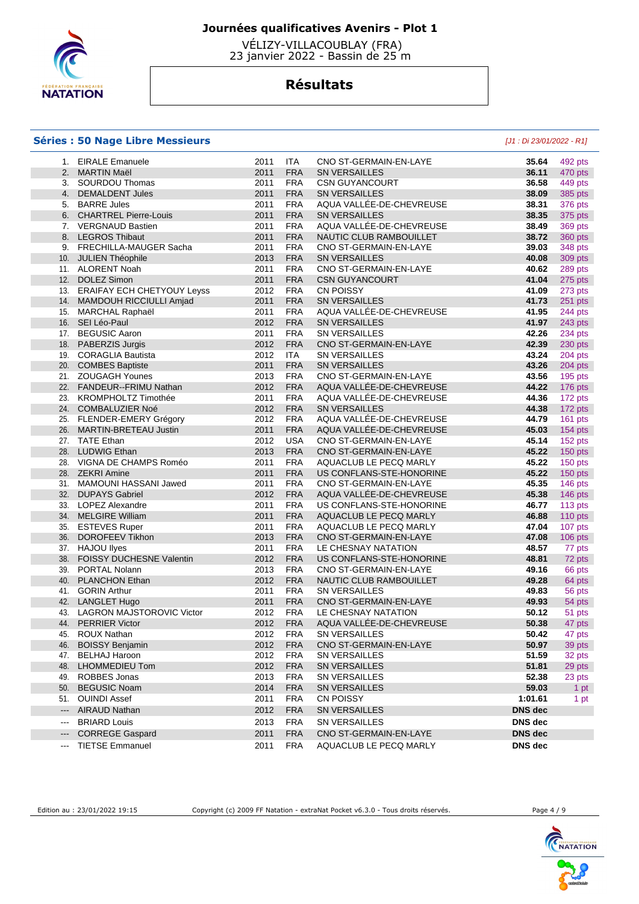# Journées qualificatives Avenirs - Plot 1

VÉLIZY-VILLACOUBLAY (FRA)
23 janvier 2022 - Bassin de 25 m

## Résultats

### Séries : 50 Nage Libre Messieurs

*[J1 : Di 23/01/2022 - R1]*

| Rang | Nom | Année | Nation | Club | Temps | Points |
|---|---|---|---|---|---|---|
| 1. | EIRALE Emanuele | 2011 | ITA | CNO ST-GERMAIN-EN-LAYE | 35.64 | 492 pts |
| 2. | MARTIN Maël | 2011 | FRA | SN VERSAILLES | 36.11 | 470 pts |
| 3. | SOURDOU Thomas | 2011 | FRA | CSN GUYANCOURT | 36.58 | 449 pts |
| 4. | DEMALDENT Jules | 2011 | FRA | SN VERSAILLES | 38.09 | 385 pts |
| 5. | BARRE Jules | 2011 | FRA | AQUA VALLÉE-DE-CHEVREUSE | 38.31 | 376 pts |
| 6. | CHARTREL Pierre-Louis | 2011 | FRA | SN VERSAILLES | 38.35 | 375 pts |
| 7. | VERGNAUD Bastien | 2011 | FRA | AQUA VALLÉE-DE-CHEVREUSE | 38.49 | 369 pts |
| 8. | LEGROS Thibaut | 2011 | FRA | NAUTIC CLUB RAMBOUILLET | 38.72 | 360 pts |
| 9. | FRECHILLA-MAUGER Sacha | 2011 | FRA | CNO ST-GERMAIN-EN-LAYE | 39.03 | 348 pts |
| 10. | JULIEN Théophile | 2013 | FRA | SN VERSAILLES | 40.08 | 309 pts |
| 11. | ALORENT Noah | 2011 | FRA | CNO ST-GERMAIN-EN-LAYE | 40.62 | 289 pts |
| 12. | DOLEZ Simon | 2011 | FRA | CSN GUYANCOURT | 41.04 | 275 pts |
| 13. | ERAIFAY ECH CHETYOUY Leyss | 2012 | FRA | CN POISSY | 41.09 | 273 pts |
| 14. | MAMDOUH RICCIULLI Amjad | 2011 | FRA | SN VERSAILLES | 41.73 | 251 pts |
| 15. | MARCHAL Raphaël | 2011 | FRA | AQUA VALLÉE-DE-CHEVREUSE | 41.95 | 244 pts |
| 16. | SEI Léo-Paul | 2012 | FRA | SN VERSAILLES | 41.97 | 243 pts |
| 17. | BEGUSIC Aaron | 2011 | FRA | SN VERSAILLES | 42.26 | 234 pts |
| 18. | PABERZIS Jurgis | 2012 | FRA | CNO ST-GERMAIN-EN-LAYE | 42.39 | 230 pts |
| 19. | CORAGLIA Bautista | 2012 | ITA | SN VERSAILLES | 43.24 | 204 pts |
| 20. | COMBES Baptiste | 2011 | FRA | SN VERSAILLES | 43.26 | 204 pts |
| 21. | ZOUGAGH Younes | 2013 | FRA | CNO ST-GERMAIN-EN-LAYE | 43.56 | 195 pts |
| 22. | FANDEUR--FRIMU Nathan | 2012 | FRA | AQUA VALLÉE-DE-CHEVREUSE | 44.22 | 176 pts |
| 23. | KROMPHOLTZ Timothée | 2011 | FRA | AQUA VALLÉE-DE-CHEVREUSE | 44.36 | 172 pts |
| 24. | COMBALUZIER Noé | 2012 | FRA | SN VERSAILLES | 44.38 | 172 pts |
| 25. | FLENDER-EMERY Grégory | 2012 | FRA | AQUA VALLÉE-DE-CHEVREUSE | 44.79 | 161 pts |
| 26. | MARTIN-BRETEAU Justin | 2011 | FRA | AQUA VALLÉE-DE-CHEVREUSE | 45.03 | 154 pts |
| 27. | TATE Ethan | 2012 | USA | CNO ST-GERMAIN-EN-LAYE | 45.14 | 152 pts |
| 28. | LUDWIG Ethan | 2013 | FRA | CNO ST-GERMAIN-EN-LAYE | 45.22 | 150 pts |
| 28. | VIGNA DE CHAMPS Roméo | 2011 | FRA | AQUACLUB LE PECQ MARLY | 45.22 | 150 pts |
| 28. | ZEKRI Amine | 2011 | FRA | US CONFLANS-STE-HONORINE | 45.22 | 150 pts |
| 31. | MAMOUNI HASSANI Jawed | 2011 | FRA | CNO ST-GERMAIN-EN-LAYE | 45.35 | 146 pts |
| 32. | DUPAYS Gabriel | 2012 | FRA | AQUA VALLÉE-DE-CHEVREUSE | 45.38 | 146 pts |
| 33. | LOPEZ Alexandre | 2011 | FRA | US CONFLANS-STE-HONORINE | 46.77 | 113 pts |
| 34. | MELGIRE William | 2011 | FRA | AQUACLUB LE PECQ MARLY | 46.88 | 110 pts |
| 35. | ESTEVES Ruper | 2011 | FRA | AQUACLUB LE PECQ MARLY | 47.04 | 107 pts |
| 36. | DOROFEEV Tikhon | 2013 | FRA | CNO ST-GERMAIN-EN-LAYE | 47.08 | 106 pts |
| 37. | HAJOU Ilyes | 2011 | FRA | LE CHESNAY NATATION | 48.57 | 77 pts |
| 38. | FOISSY DUCHESNE Valentin | 2012 | FRA | US CONFLANS-STE-HONORINE | 48.81 | 72 pts |
| 39. | PORTAL Nolann | 2013 | FRA | CNO ST-GERMAIN-EN-LAYE | 49.16 | 66 pts |
| 40. | PLANCHON Ethan | 2012 | FRA | NAUTIC CLUB RAMBOUILLET | 49.28 | 64 pts |
| 41. | GORIN Arthur | 2011 | FRA | SN VERSAILLES | 49.83 | 56 pts |
| 42. | LANGLET Hugo | 2011 | FRA | CNO ST-GERMAIN-EN-LAYE | 49.93 | 54 pts |
| 43. | LAGRON MAJSTOROVIC Victor | 2012 | FRA | LE CHESNAY NATATION | 50.12 | 51 pts |
| 44. | PERRIER Victor | 2012 | FRA | AQUA VALLÉE-DE-CHEVREUSE | 50.38 | 47 pts |
| 45. | ROUX Nathan | 2012 | FRA | SN VERSAILLES | 50.42 | 47 pts |
| 46. | BOISSY Benjamin | 2012 | FRA | CNO ST-GERMAIN-EN-LAYE | 50.97 | 39 pts |
| 47. | BELHAJ Haroon | 2012 | FRA | SN VERSAILLES | 51.59 | 32 pts |
| 48. | LHOMMEDIEU Tom | 2012 | FRA | SN VERSAILLES | 51.81 | 29 pts |
| 49. | ROBBES Jonas | 2013 | FRA | SN VERSAILLES | 52.38 | 23 pts |
| 50. | BEGUSIC Noam | 2014 | FRA | SN VERSAILLES | 59.03 | 1 pt |
| 51. | OUINDI Assef | 2011 | FRA | CN POISSY | 1:01.61 | 1 pt |
| --- | AIRAUD Nathan | 2012 | FRA | SN VERSAILLES | DNS dec | |
| --- | BRIARD Louis | 2013 | FRA | SN VERSAILLES | DNS dec | |
| --- | CORREGE Gaspard | 2011 | FRA | CNO ST-GERMAIN-EN-LAYE | DNS dec | |
| --- | TIETSE Emmanuel | 2011 | FRA | AQUACLUB LE PECQ MARLY | DNS dec | |

Edition au : 23/01/2022 19:15 Copyright (c) 2009 FF Natation - extraNat Pocket v6.3.0 - Tous droits réservés.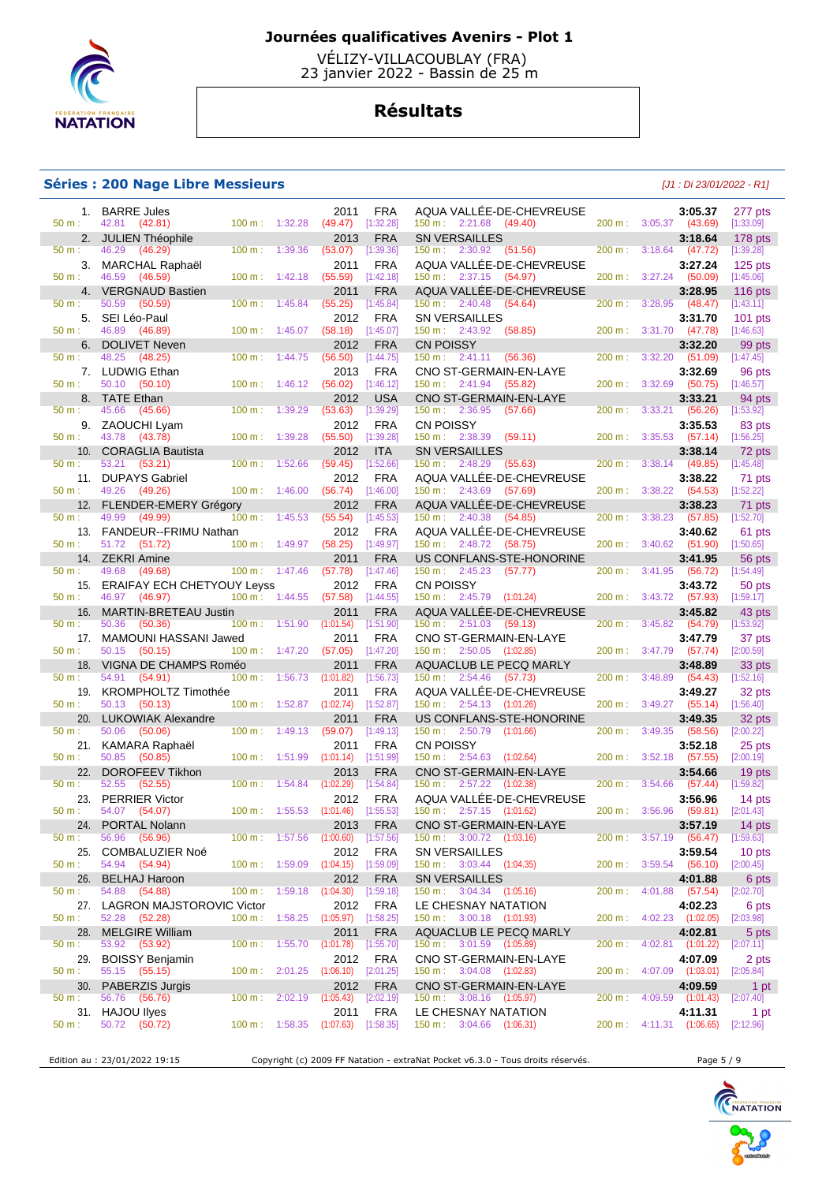# Journées qualificatives Avenirs - Plot 1

VÉLIZY-VILLACOUBLAY (FRA)
23 janvier 2022 - Bassin de 25 m

## Résultats

### Séries : 200 Nage Libre Messieurs

*[J1 : Di 23/01/2022 - R1]*

| Rang | Nom | Année | Nat. | Club | Temps | Points |
|---|---|---|---|---|---|---|
| 1. | BARRE Jules | 2011 | FRA | AQUA VALLÉE-DE-CHEVREUSE | 3:05.37 | 277 pts |
| | 50 m : 42.81 (42.81) | 100 m : 1:32.28 (49.47) [1:32.28] | | 150 m : 2:21.68 (49.40) | 200 m : 3:05.37 (43.69) [1:33.09] | |
| 2. | JULIEN Théophile | 2013 | FRA | SN VERSAILLES | 3:18.64 | 178 pts |
| | 50 m : 46.29 (46.29) | 100 m : 1:39.36 (53.07) [1:39.36] | | 150 m : 2:30.92 (51.56) | 200 m : 3:18.64 (47.72) [1:39.28] | |
| 3. | MARCHAL Raphaël | 2011 | FRA | AQUA VALLÉE-DE-CHEVREUSE | 3:27.24 | 125 pts |
| | 50 m : 46.59 (46.59) | 100 m : 1:42.18 (55.59) [1:42.18] | | 150 m : 2:37.15 (54.97) | 200 m : 3:27.24 (50.09) [1:45.06] | |
| 4. | VERGNAUD Bastien | 2011 | FRA | AQUA VALLÉE-DE-CHEVREUSE | 3:28.95 | 116 pts |
| | 50 m : 50.59 (50.59) | 100 m : 1:45.84 (55.25) [1:45.84] | | 150 m : 2:40.48 (54.64) | 200 m : 3:28.95 (48.47) [1:43.11] | |
| 5. | SEI Léo-Paul | 2012 | FRA | SN VERSAILLES | 3:31.70 | 101 pts |
| | 50 m : 46.89 (46.89) | 100 m : 1:45.07 (58.18) [1:45.07] | | 150 m : 2:43.92 (58.85) | 200 m : 3:31.70 (47.78) [1:46.63] | |
| 6. | DOLIVET Neven | 2012 | FRA | CN POISSY | 3:32.20 | 99 pts |
| | 50 m : 48.25 (48.25) | 100 m : 1:44.75 (56.50) [1:44.75] | | 150 m : 2:41.11 (56.36) | 200 m : 3:32.20 (51.09) [1:47.45] | |
| 7. | LUDWIG Ethan | 2013 | FRA | CNO ST-GERMAIN-EN-LAYE | 3:32.69 | 96 pts |
| | 50 m : 50.10 (50.10) | 100 m : 1:46.12 (56.02) [1:46.12] | | 150 m : 2:41.94 (55.82) | 200 m : 3:32.69 (50.75) [1:46.57] | |
| 8. | TATE Ethan | 2012 | USA | CNO ST-GERMAIN-EN-LAYE | 3:33.21 | 94 pts |
| | 50 m : 45.66 (45.66) | 100 m : 1:39.29 (53.63) [1:39.29] | | 150 m : 2:36.95 (57.66) | 200 m : 3:33.21 (56.26) [1:53.92] | |
| 9. | ZAOUCHI Lyam | 2012 | FRA | CN POISSY | 3:35.53 | 83 pts |
| | 50 m : 43.78 (43.78) | 100 m : 1:39.28 (55.50) [1:39.28] | | 150 m : 2:38.39 (59.11) | 200 m : 3:35.53 (57.14) [1:56.25] | |
| 10. | CORAGLIA Bautista | 2012 | ITA | SN VERSAILLES | 3:38.14 | 72 pts |
| | 50 m : 53.21 (53.21) | 100 m : 1:52.66 (59.45) [1:52.66] | | 150 m : 2:48.29 (55.63) | 200 m : 3:38.14 (49.85) [1:45.48] | |
| 11. | DUPAYS Gabriel | 2012 | FRA | AQUA VALLÉE-DE-CHEVREUSE | 3:38.22 | 71 pts |
| | 50 m : 49.26 (49.26) | 100 m : 1:46.00 (56.74) [1:46.00] | | 150 m : 2:43.69 (57.69) | 200 m : 3:38.22 (54.53) [1:52.22] | |
| 12. | FLENDER-EMERY Grégory | 2012 | FRA | AQUA VALLÉE-DE-CHEVREUSE | 3:38.23 | 71 pts |
| | 50 m : 49.99 (49.99) | 100 m : 1:45.53 (55.54) [1:45.53] | | 150 m : 2:40.38 (54.85) | 200 m : 3:38.23 (57.85) [1:52.70] | |
| 13. | FANDEUR--FRIMU Nathan | 2012 | FRA | AQUA VALLÉE-DE-CHEVREUSE | 3:40.62 | 61 pts |
| | 50 m : 51.72 (51.72) | 100 m : 1:49.97 (58.25) [1:49.97] | | 150 m : 2:48.72 (58.75) | 200 m : 3:40.62 (51.90) [1:50.65] | |
| 14. | ZEKRI Amine | 2011 | FRA | US CONFLANS-STE-HONORINE | 3:41.95 | 56 pts |
| | 50 m : 49.68 (49.68) | 100 m : 1:47.46 (57.78) [1:47.46] | | 150 m : 2:45.23 (57.77) | 200 m : 3:41.95 (56.72) [1:54.49] | |
| 15. | ERAIFAY ECH CHETYOUY Leyss | 2012 | FRA | CN POISSY | 3:43.72 | 50 pts |
| | 50 m : 46.97 (46.97) | 100 m : 1:44.55 (57.58) [1:44.55] | | 150 m : 2:45.79 (1:01.24) | 200 m : 3:43.72 (57.93) [1:59.17] | |
| 16. | MARTIN-BRETEAU Justin | 2011 | FRA | AQUA VALLÉE-DE-CHEVREUSE | 3:45.82 | 43 pts |
| | 50 m : 50.36 (50.36) | 100 m : 1:51.90 (1:01.54) [1:51.90] | | 150 m : 2:51.03 (59.13) | 200 m : 3:45.82 (54.79) [1:53.92] | |
| 17. | MAMOUNI HASSANI Jawed | 2011 | FRA | CNO ST-GERMAIN-EN-LAYE | 3:47.79 | 37 pts |
| | 50 m : 50.15 (50.15) | 100 m : 1:47.20 (57.05) [1:47.20] | | 150 m : 2:50.05 (1:02.85) | 200 m : 3:47.79 (57.74) [2:00.59] | |
| 18. | VIGNA DE CHAMPS Roméo | 2011 | FRA | AQUACLUB LE PECQ MARLY | 3:48.89 | 33 pts |
| | 50 m : 54.91 (54.91) | 100 m : 1:56.73 (1:01.82) [1:56.73] | | 150 m : 2:54.46 (57.73) | 200 m : 3:48.89 (54.43) [1:52.16] | |
| 19. | KROMPHOLTZ Timothée | 2011 | FRA | AQUA VALLÉE-DE-CHEVREUSE | 3:49.27 | 32 pts |
| | 50 m : 50.13 (50.13) | 100 m : 1:52.87 (1:02.74) [1:52.87] | | 150 m : 2:54.13 (1:01.26) | 200 m : 3:49.27 (55.14) [1:56.40] | |
| 20. | LUKOWIAK Alexandre | 2011 | FRA | US CONFLANS-STE-HONORINE | 3:49.35 | 32 pts |
| | 50 m : 50.06 (50.06) | 100 m : 1:49.13 (59.07) [1:49.13] | | 150 m : 2:50.79 (1:01.66) | 200 m : 3:49.35 (58.56) [2:00.22] | |
| 21. | KAMARA Raphaël | 2011 | FRA | CN POISSY | 3:52.18 | 25 pts |
| | 50 m : 50.85 (50.85) | 100 m : 1:51.99 (1:01.14) [1:51.99] | | 150 m : 2:54.63 (1:02.64) | 200 m : 3:52.18 (57.55) [2:00.19] | |
| 22. | DOROFEEV Tikhon | 2013 | FRA | CNO ST-GERMAIN-EN-LAYE | 3:54.66 | 19 pts |
| | 50 m : 52.55 (52.55) | 100 m : 1:54.84 (1:02.29) [1:54.84] | | 150 m : 2:57.22 (1:02.38) | 200 m : 3:54.66 (57.44) [1:59.82] | |
| 23. | PERRIER Victor | 2012 | FRA | AQUA VALLÉE-DE-CHEVREUSE | 3:56.96 | 14 pts |
| | 50 m : 54.07 (54.07) | 100 m : 1:55.53 (1:01.46) [1:55.53] | | 150 m : 2:57.15 (1:01.62) | 200 m : 3:56.96 (59.81) [2:01.43] | |
| 24. | PORTAL Nolann | 2013 | FRA | CNO ST-GERMAIN-EN-LAYE | 3:57.19 | 14 pts |
| | 50 m : 56.96 (56.96) | 100 m : 1:57.56 (1:00.60) [1:57.56] | | 150 m : 3:00.72 (1:03.16) | 200 m : 3:57.19 (56.47) [1:59.63] | |
| 25. | COMBALUZIER Noé | 2012 | FRA | SN VERSAILLES | 3:59.54 | 10 pts |
| | 50 m : 54.94 (54.94) | 100 m : 1:59.09 (1:04.15) [1:59.09] | | 150 m : 3:03.44 (1:04.35) | 200 m : 3:59.54 (56.10) [2:00.45] | |
| 26. | BELHAJ Haroon | 2012 | FRA | SN VERSAILLES | 4:01.88 | 6 pts |
| | 50 m : 54.88 (54.88) | 100 m : 1:59.18 (1:04.30) [1:59.18] | | 150 m : 3:04.34 (1:05.16) | 200 m : 4:01.88 (57.54) [2:02.70] | |
| 27. | LAGRON MAJSTOROVIC Victor | 2012 | FRA | LE CHESNAY NATATION | 4:02.23 | 6 pts |
| | 50 m : 52.28 (52.28) | 100 m : 1:58.25 (1:05.97) [1:58.25] | | 150 m : 3:00.18 (1:01.93) | 200 m : 4:02.23 (1:02.05) [2:03.98] | |
| 28. | MELGIRE William | 2011 | FRA | AQUACLUB LE PECQ MARLY | 4:02.81 | 5 pts |
| | 50 m : 53.92 (53.92) | 100 m : 1:55.70 (1:01.78) [1:55.70] | | 150 m : 3:01.59 (1:05.89) | 200 m : 4:02.81 (1:01.22) [2:07.11] | |
| 29. | BOISSY Benjamin | 2012 | FRA | CNO ST-GERMAIN-EN-LAYE | 4:07.09 | 2 pts |
| | 50 m : 55.15 (55.15) | 100 m : 2:01.25 (1:06.10) [2:01.25] | | 150 m : 3:04.08 (1:02.83) | 200 m : 4:07.09 (1:03.01) [2:05.84] | |
| 30. | PABERZIS Jurgis | 2012 | FRA | CNO ST-GERMAIN-EN-LAYE | 4:09.59 | 1 pt |
| | 50 m : 56.76 (56.76) | 100 m : 2:02.19 (1:05.43) [2:02.19] | | 150 m : 3:08.16 (1:05.97) | 200 m : 4:09.59 (1:01.43) [2:07.40] | |
| 31. | HAJOU Ilyes | 2011 | FRA | LE CHESNAY NATATION | 4:11.31 | 1 pt |
| | 50 m : 50.72 (50.72) | 100 m : 1:58.35 (1:07.63) [1:58.35] | | 150 m : 3:04.66 (1:06.31) | 200 m : 4:11.31 (1:06.65) [2:12.96] | |

Edition au : 23/01/2022 19:15 — Copyright (c) 2009 FF Natation - extraNat Pocket v6.3.0 - Tous droits réservés.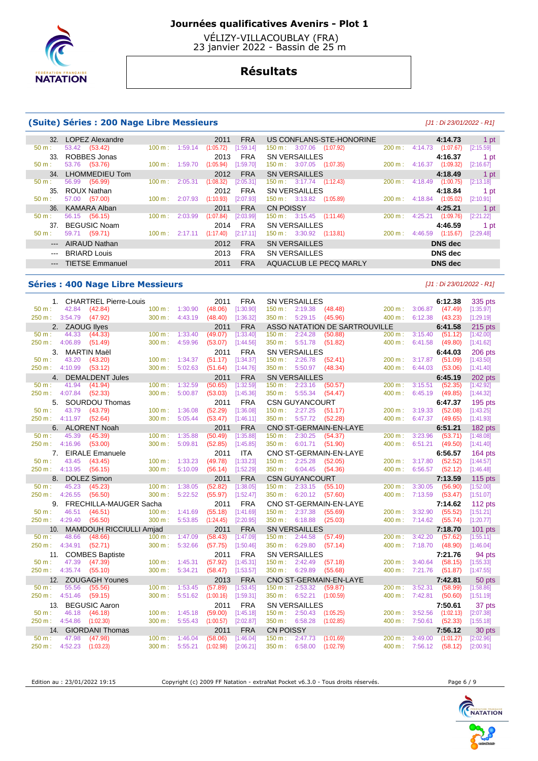# Journées qualificatives Avenirs - Plot 1

VÉLIZY-VILLACOUBLAY (FRA)
23 janvier 2022 - Bassin de 25 m

## Résultats

### (Suite) Séries : 200 Nage Libre Messieurs

*[J1 : Di 23/01/2022 - R1]*

| Rang | Nom | Année | Nat. | Club | Temps | Points |
|---|---|---|---|---|---|---|
| 32. | LOPEZ Alexandre | 2011 | FRA | US CONFLANS-STE-HONORINE | 4:14.73 | 1 pt |
| | 50 m : 53.42 (53.42) | 100 m : 1:59.14 (1:05.72) [1:59.14] | | 150 m : 3:07.06 (1:07.92) | 200 m : 4:14.73 (1:07.67) [2:15.59] | |
| 33. | ROBBES Jonas | 2013 | FRA | SN VERSAILLES | 4:16.37 | 1 pt |
| | 50 m : 53.76 (53.76) | 100 m : 1:59.70 (1:05.94) [1:59.70] | | 150 m : 3:07.05 (1:07.35) | 200 m : 4:16.37 (1:09.32) [2:16.67] | |
| 34. | LHOMMEDIEU Tom | 2012 | FRA | SN VERSAILLES | 4:18.49 | 1 pt |
| | 50 m : 56.99 (56.99) | 100 m : 2:05.31 (1:08.32) [2:05.31] | | 150 m : 3:17.74 (1:12.43) | 200 m : 4:18.49 (1:00.75) [2:13.18] | |
| 35. | ROUX Nathan | 2012 | FRA | SN VERSAILLES | 4:18.84 | 1 pt |
| | 50 m : 57.00 (57.00) | 100 m : 2:07.93 (1:10.93) [2:07.93] | | 150 m : 3:13.82 (1:05.89) | 200 m : 4:18.84 (1:05.02) [2:10.91] | |
| 36. | KAMARA Alban | 2011 | FRA | CN POISSY | 4:25.21 | 1 pt |
| | 50 m : 56.15 (56.15) | 100 m : 2:03.99 (1:07.84) [2:03.99] | | 150 m : 3:15.45 (1:11.46) | 200 m : 4:25.21 (1:09.76) [2:21.22] | |
| 37. | BEGUSIC Noam | 2014 | FRA | SN VERSAILLES | 4:46.59 | 1 pt |
| | 50 m : 59.71 (59.71) | 100 m : 2:17.11 (1:17.40) [2:17.11] | | 150 m : 3:30.92 (1:13.81) | 200 m : 4:46.59 (1:15.67) [2:29.48] | |
| --- | AIRAUD Nathan | 2012 | FRA | SN VERSAILLES | DNS dec | |
| --- | BRIARD Louis | 2013 | FRA | SN VERSAILLES | DNS dec | |
| --- | TIETSE Emmanuel | 2011 | FRA | AQUACLUB LE PECQ MARLY | DNS dec | |

### Séries : 400 Nage Libre Messieurs

*[J1 : Di 23/01/2022 - R1]*

| Rang | Nom | Année | Nat. | Club | Temps | Points |
|---|---|---|---|---|---|---|
| 1. | CHARTREL Pierre-Louis | 2011 | FRA | SN VERSAILLES | 6:12.38 | 335 pts |
| | 50 m : 42.84 (42.84) | 100 m : 1:30.90 (48.06) [1:30.90] | | 150 m : 2:19.38 (48.48) | 200 m : 3:06.87 (47.49) [1:35.97] | |
| | 250 m : 3:54.79 (47.92) | 300 m : 4:43.19 (48.40) [1:36.32] | | 350 m : 5:29.15 (45.96) | 400 m : 6:12.38 (43.23) [1:29.19] | |
| 2. | ZAOUG Ilyes | 2011 | FRA | ASSO NATATION DE SARTROUVILLE | 6:41.58 | 215 pts |
| | 50 m : 44.33 (44.33) | 100 m : 1:33.40 (49.07) [1:33.40] | | 150 m : 2:24.28 (50.88) | 200 m : 3:15.40 (51.12) [1:42.00] | |
| | 250 m : 4:06.89 (51.49) | 300 m : 4:59.96 (53.07) [1:44.56] | | 350 m : 5:51.78 (51.82) | 400 m : 6:41.58 (49.80) [1:41.62] | |
| 3. | MARTIN Maël | 2011 | FRA | SN VERSAILLES | 6:44.03 | 206 pts |
| | 50 m : 43.20 (43.20) | 100 m : 1:34.37 (51.17) [1:34.37] | | 150 m : 2:26.78 (52.41) | 200 m : 3:17.87 (51.09) [1:43.50] | |
| | 250 m : 4:10.99 (53.12) | 300 m : 5:02.63 (51.64) [1:44.76] | | 350 m : 5:50.97 (48.34) | 400 m : 6:44.03 (53.06) [1:41.40] | |
| 4. | DEMALDENT Jules | 2011 | FRA | SN VERSAILLES | 6:45.19 | 202 pts |
| | 50 m : 41.94 (41.94) | 100 m : 1:32.59 (50.65) [1:32.59] | | 150 m : 2:23.16 (50.57) | 200 m : 3:15.51 (52.35) [1:42.92] | |
| | 250 m : 4:07.84 (52.33) | 300 m : 5:00.87 (53.03) [1:45.36] | | 350 m : 5:55.34 (54.47) | 400 m : 6:45.19 (49.85) [1:44.32] | |
| 5. | SOURDOU Thomas | 2011 | FRA | CSN GUYANCOURT | 6:47.37 | 195 pts |
| | 50 m : 43.79 (43.79) | 100 m : 1:36.08 (52.29) [1:36.08] | | 150 m : 2:27.25 (51.17) | 200 m : 3:19.33 (52.08) [1:43.25] | |
| | 250 m : 4:11.97 (52.64) | 300 m : 5:05.44 (53.47) [1:46.11] | | 350 m : 5:57.72 (52.28) | 400 m : 6:47.37 (49.65) [1:41.93] | |
| 6. | ALORENT Noah | 2011 | FRA | CNO ST-GERMAIN-EN-LAYE | 6:51.21 | 182 pts |
| | 50 m : 45.39 (45.39) | 100 m : 1:35.88 (50.49) [1:35.88] | | 150 m : 2:30.25 (54.37) | 200 m : 3:23.96 (53.71) [1:48.08] | |
| | 250 m : 4:16.96 (53.00) | 300 m : 5:09.81 (52.85) [1:45.85] | | 350 m : 6:01.71 (51.90) | 400 m : 6:51.21 (49.50) [1:41.40] | |
| 7. | EIRALE Emanuele | 2011 | ITA | CNO ST-GERMAIN-EN-LAYE | 6:56.57 | 164 pts |
| | 50 m : 43.45 (43.45) | 100 m : 1:33.23 (49.78) [1:33.23] | | 150 m : 2:25.28 (52.05) | 200 m : 3:17.80 (52.52) [1:44.57] | |
| | 250 m : 4:13.95 (56.15) | 300 m : 5:10.09 (56.14) [1:52.29] | | 350 m : 6:04.45 (54.36) | 400 m : 6:56.57 (52.12) [1:46.48] | |
| 8. | DOLEZ Simon | 2011 | FRA | CSN GUYANCOURT | 7:13.59 | 115 pts |
| | 50 m : 45.23 (45.23) | 100 m : 1:38.05 (52.82) [1:38.05] | | 150 m : 2:33.15 (55.10) | 200 m : 3:30.05 (56.90) [1:52.00] | |
| | 250 m : 4:26.55 (56.50) | 300 m : 5:22.52 (55.97) [1:52.47] | | 350 m : 6:20.12 (57.60) | 400 m : 7:13.59 (53.47) [1:51.07] | |
| 9. | FRECHILLA-MAUGER Sacha | 2011 | FRA | CNO ST-GERMAIN-EN-LAYE | 7:14.62 | 112 pts |
| | 50 m : 46.51 (46.51) | 100 m : 1:41.69 (55.18) [1:41.69] | | 150 m : 2:37.38 (55.69) | 200 m : 3:32.90 (55.52) [1:51.21] | |
| | 250 m : 4:29.40 (56.50) | 300 m : 5:53.85 (1:24.45) [2:20.95] | | 350 m : 6:18.88 (25.03) | 400 m : 7:14.62 (55.74) [1:20.77] | |
| 10. | MAMDOUH RICCIULLI Amjad | 2011 | FRA | SN VERSAILLES | 7:18.70 | 101 pts |
| | 50 m : 48.66 (48.66) | 100 m : 1:47.09 (58.43) [1:47.09] | | 150 m : 2:44.58 (57.49) | 200 m : 3:42.20 (57.62) [1:55.11] | |
| | 250 m : 4:34.91 (52.71) | 300 m : 5:32.66 (57.75) [1:50.46] | | 350 m : 6:29.80 (57.14) | 400 m : 7:18.70 (48.90) [1:46.04] | |
| 11. | COMBES Baptiste | 2011 | FRA | SN VERSAILLES | 7:21.76 | 94 pts |
| | 50 m : 47.39 (47.39) | 100 m : 1:45.31 (57.92) [1:45.31] | | 150 m : 2:42.49 (57.18) | 200 m : 3:40.64 (58.15) [1:55.33] | |
| | 250 m : 4:35.74 (55.10) | 300 m : 5:34.21 (58.47) [1:53.57] | | 350 m : 6:29.89 (55.68) | 400 m : 7:21.76 (51.87) [1:47.55] | |
| 12. | ZOUGAGH Younes | 2013 | FRA | CNO ST-GERMAIN-EN-LAYE | 7:42.81 | 50 pts |
| | 50 m : 55.56 (55.56) | 100 m : 1:53.45 (57.89) [1:53.45] | | 150 m : 2:53.32 (59.87) | 200 m : 3:52.31 (58.99) [1:58.86] | |
| | 250 m : 4:51.46 (59.15) | 300 m : 5:51.62 (1:00.16) [1:59.31] | | 350 m : 6:52.21 (1:00.59) | 400 m : 7:42.81 (50.60) [1:51.19] | |
| 13. | BEGUSIC Aaron | 2011 | FRA | SN VERSAILLES | 7:50.61 | 37 pts |
| | 50 m : 46.18 (46.18) | 100 m : 1:45.18 (59.00) [1:45.18] | | 150 m : 2:50.43 (1:05.25) | 200 m : 3:52.56 (1:02.13) [2:07.38] | |
| | 250 m : 4:54.86 (1:02.30) | 300 m : 5:55.43 (1:00.57) [2:02.87] | | 350 m : 6:58.28 (1:02.85) | 400 m : 7:50.61 (52.33) [1:55.18] | |
| 14. | GIORDANI Thomas | 2011 | FRA | CN POISSY | 7:56.12 | 30 pts |
| | 50 m : 47.98 (47.98) | 100 m : 1:46.04 (58.06) [1:46.04] | | 150 m : 2:47.73 (1:01.69) | 200 m : 3:49.00 (1:01.27) [2:02.96] | |
| | 250 m : 4:52.23 (1:03.23) | 300 m : 5:55.21 (1:02.98) [2:06.21] | | 350 m : 6:58.00 (1:02.79) | 400 m : 7:56.12 (58.12) [2:00.91] | |

Edition au : 23/01/2022 19:15 — Copyright (c) 2009 FF Natation - extraNat Pocket v6.3.0 - Tous droits réservés.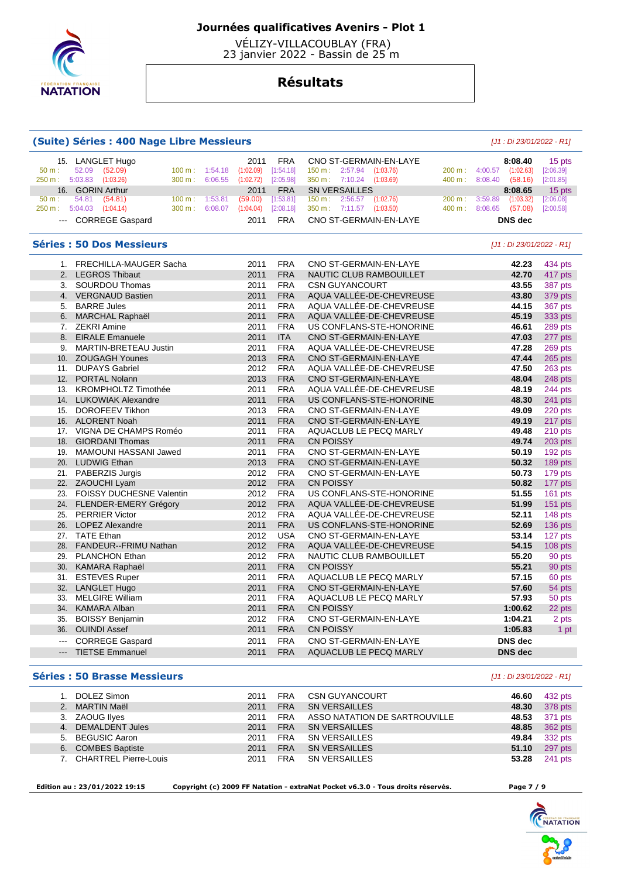# Journées qualificatives Avenirs - Plot 1

VÉLIZY-VILLACOUBLAY (FRA)
23 janvier 2022 - Bassin de 25 m

## Résultats

### (Suite) Séries : 400 Nage Libre Messieurs

*[J1 : Di 23/01/2022 - R1]*

| Rang | Nom | Année | Nat. | Club | Temps | Points |
|---|---|---|---|---|---|---|
| 15. | LANGLET Hugo | 2011 | FRA | CNO ST-GERMAIN-EN-LAYE | 8:08.40 | 15 pts |
| | 50 m : 52.09 (52.09) — 100 m : 1:54.18 (1:02.09) [1:54.18] — 150 m : 2:57.94 (1:03.76) — 200 m : 4:00.57 (1:02.63) [2:06.39] — 250 m : 5:03.83 (1:03.26) — 300 m : 6:06.55 (1:02.72) [2:05.98] — 350 m : 7:10.24 (1:03.69) — 400 m : 8:08.40 (58.16) [2:01.85] | | | | | |
| 16. | GORIN Arthur | 2011 | FRA | SN VERSAILLES | 8:08.65 | 15 pts |
| | 50 m : 54.81 (54.81) — 100 m : 1:53.81 (59.00) [1:53.81] — 150 m : 2:56.57 (1:02.76) — 200 m : 3:59.89 (1:03.32) [2:06.08] — 250 m : 5:04.03 (1:04.14) — 300 m : 6:08.07 (1:04.04) [2:08.18] — 350 m : 7:11.57 (1:03.50) — 400 m : 8:08.65 (57.08) [2:00.58] | | | | | |
| --- | CORREGE Gaspard | 2011 | FRA | CNO ST-GERMAIN-EN-LAYE | DNS dec | |

### Séries : 50 Dos Messieurs

*[J1 : Di 23/01/2022 - R1]*

| Rang | Nom | Année | Nat. | Club | Temps | Points |
|---|---|---|---|---|---|---|
| 1. | FRECHILLA-MAUGER Sacha | 2011 | FRA | CNO ST-GERMAIN-EN-LAYE | 42.23 | 434 pts |
| 2. | LEGROS Thibaut | 2011 | FRA | NAUTIC CLUB RAMBOUILLET | 42.70 | 417 pts |
| 3. | SOURDOU Thomas | 2011 | FRA | CSN GUYANCOURT | 43.55 | 387 pts |
| 4. | VERGNAUD Bastien | 2011 | FRA | AQUA VALLÉE-DE-CHEVREUSE | 43.80 | 379 pts |
| 5. | BARRE Jules | 2011 | FRA | AQUA VALLÉE-DE-CHEVREUSE | 44.15 | 367 pts |
| 6. | MARCHAL Raphaël | 2011 | FRA | AQUA VALLÉE-DE-CHEVREUSE | 45.19 | 333 pts |
| 7. | ZEKRI Amine | 2011 | FRA | US CONFLANS-STE-HONORINE | 46.61 | 289 pts |
| 8. | EIRALE Emanuele | 2011 | ITA | CNO ST-GERMAIN-EN-LAYE | 47.03 | 277 pts |
| 9. | MARTIN-BRETEAU Justin | 2011 | FRA | AQUA VALLÉE-DE-CHEVREUSE | 47.28 | 269 pts |
| 10. | ZOUGAGH Younes | 2013 | FRA | CNO ST-GERMAIN-EN-LAYE | 47.44 | 265 pts |
| 11. | DUPAYS Gabriel | 2012 | FRA | AQUA VALLÉE-DE-CHEVREUSE | 47.50 | 263 pts |
| 12. | PORTAL Nolann | 2013 | FRA | CNO ST-GERMAIN-EN-LAYE | 48.04 | 248 pts |
| 13. | KROMPHOLTZ Timothée | 2011 | FRA | AQUA VALLÉE-DE-CHEVREUSE | 48.19 | 244 pts |
| 14. | LUKOWIAK Alexandre | 2011 | FRA | US CONFLANS-STE-HONORINE | 48.30 | 241 pts |
| 15. | DOROFEEV Tikhon | 2013 | FRA | CNO ST-GERMAIN-EN-LAYE | 49.09 | 220 pts |
| 16. | ALORENT Noah | 2011 | FRA | CNO ST-GERMAIN-EN-LAYE | 49.19 | 217 pts |
| 17. | VIGNA DE CHAMPS Roméo | 2011 | FRA | AQUACLUB LE PECQ MARLY | 49.48 | 210 pts |
| 18. | GIORDANI Thomas | 2011 | FRA | CN POISSY | 49.74 | 203 pts |
| 19. | MAMOUNI HASSANI Jawed | 2011 | FRA | CNO ST-GERMAIN-EN-LAYE | 50.19 | 192 pts |
| 20. | LUDWIG Ethan | 2013 | FRA | CNO ST-GERMAIN-EN-LAYE | 50.32 | 189 pts |
| 21. | PABERZIS Jurgis | 2012 | FRA | CNO ST-GERMAIN-EN-LAYE | 50.73 | 179 pts |
| 22. | ZAOUCHI Lyam | 2012 | FRA | CN POISSY | 50.82 | 177 pts |
| 23. | FOISSY DUCHESNE Valentin | 2012 | FRA | US CONFLANS-STE-HONORINE | 51.55 | 161 pts |
| 24. | FLENDER-EMERY Grégory | 2012 | FRA | AQUA VALLÉE-DE-CHEVREUSE | 51.99 | 151 pts |
| 25. | PERRIER Victor | 2012 | FRA | AQUA VALLÉE-DE-CHEVREUSE | 52.11 | 148 pts |
| 26. | LOPEZ Alexandre | 2011 | FRA | US CONFLANS-STE-HONORINE | 52.69 | 136 pts |
| 27. | TATE Ethan | 2012 | USA | CNO ST-GERMAIN-EN-LAYE | 53.14 | 127 pts |
| 28. | FANDEUR--FRIMU Nathan | 2012 | FRA | AQUA VALLÉE-DE-CHEVREUSE | 54.15 | 108 pts |
| 29. | PLANCHON Ethan | 2012 | FRA | NAUTIC CLUB RAMBOUILLET | 55.20 | 90 pts |
| 30. | KAMARA Raphaël | 2011 | FRA | CN POISSY | 55.21 | 90 pts |
| 31. | ESTEVES Ruper | 2011 | FRA | AQUACLUB LE PECQ MARLY | 57.15 | 60 pts |
| 32. | LANGLET Hugo | 2011 | FRA | CNO ST-GERMAIN-EN-LAYE | 57.60 | 54 pts |
| 33. | MELGIRE William | 2011 | FRA | AQUACLUB LE PECQ MARLY | 57.93 | 50 pts |
| 34. | KAMARA Alban | 2011 | FRA | CN POISSY | 1:00.62 | 22 pts |
| 35. | BOISSY Benjamin | 2012 | FRA | CNO ST-GERMAIN-EN-LAYE | 1:04.21 | 2 pts |
| 36. | OUINDI Assef | 2011 | FRA | CN POISSY | 1:05.83 | 1 pt |
| --- | CORREGE Gaspard | 2011 | FRA | CNO ST-GERMAIN-EN-LAYE | DNS dec | |
| --- | TIETSE Emmanuel | 2011 | FRA | AQUACLUB LE PECQ MARLY | DNS dec | |

### Séries : 50 Brasse Messieurs

*[J1 : Di 23/01/2022 - R1]*

| Rang | Nom | Année | Nat. | Club | Temps | Points |
|---|---|---|---|---|---|---|
| 1. | DOLEZ Simon | 2011 | FRA | CSN GUYANCOURT | 46.60 | 432 pts |
| 2. | MARTIN Maël | 2011 | FRA | SN VERSAILLES | 48.30 | 378 pts |
| 3. | ZAOUG Ilyes | 2011 | FRA | ASSO NATATION DE SARTROUVILLE | 48.53 | 371 pts |
| 4. | DEMALDENT Jules | 2011 | FRA | SN VERSAILLES | 48.85 | 362 pts |
| 5. | BEGUSIC Aaron | 2011 | FRA | SN VERSAILLES | 49.84 | 332 pts |
| 6. | COMBES Baptiste | 2011 | FRA | SN VERSAILLES | 51.10 | 297 pts |
| 7. | CHARTREL Pierre-Louis | 2011 | FRA | SN VERSAILLES | 53.28 | 241 pts |

Edition au : 23/01/2022 19:15 — Copyright (c) 2009 FF Natation - extraNat Pocket v6.3.0 - Tous droits réservés.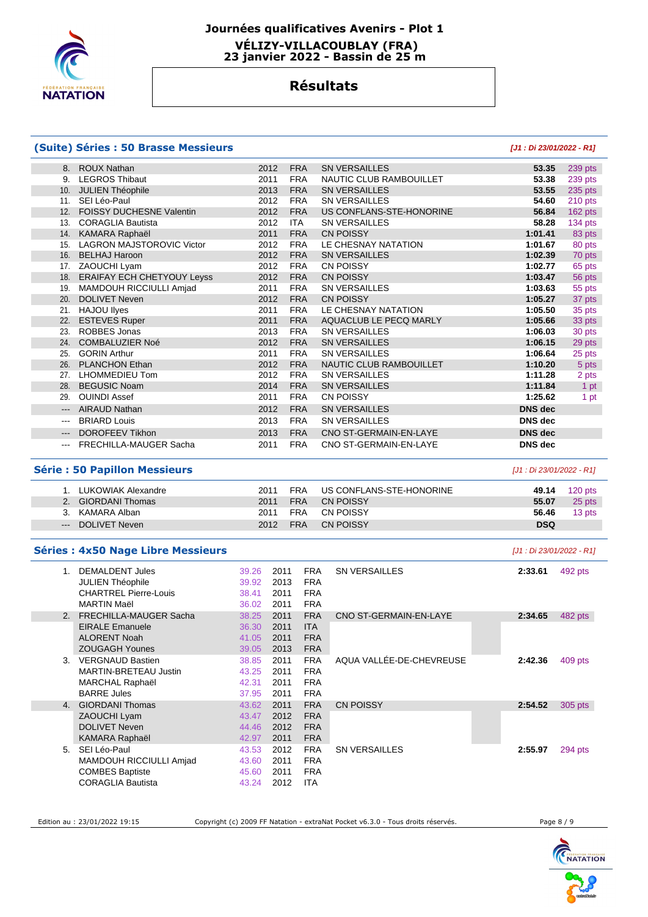# Journées qualificatives Avenirs - Plot 1

**VÉLIZY-VILLACOUBLAY (FRA)**
**23 janvier 2022 - Bassin de 25 m**

## Résultats

### (Suite) Séries : 50 Brasse Messieurs

*[J1 : Di 23/01/2022 - R1]*

| | | | | | | |
|---|---|---|---|---|---|---|
| 8. | ROUX Nathan | 2012 | FRA | SN VERSAILLES | 53.35 | 239 pts |
| 9. | LEGROS Thibaut | 2011 | FRA | NAUTIC CLUB RAMBOUILLET | 53.38 | 239 pts |
| 10. | JULIEN Théophile | 2013 | FRA | SN VERSAILLES | 53.55 | 235 pts |
| 11. | SEI Léo-Paul | 2012 | FRA | SN VERSAILLES | 54.60 | 210 pts |
| 12. | FOISSY DUCHESNE Valentin | 2012 | FRA | US CONFLANS-STE-HONORINE | 56.84 | 162 pts |
| 13. | CORAGLIA Bautista | 2012 | ITA | SN VERSAILLES | 58.28 | 134 pts |
| 14. | KAMARA Raphaël | 2011 | FRA | CN POISSY | 1:01.41 | 83 pts |
| 15. | LAGRON MAJSTOROVIC Victor | 2012 | FRA | LE CHESNAY NATATION | 1:01.67 | 80 pts |
| 16. | BELHAJ Haroon | 2012 | FRA | SN VERSAILLES | 1:02.39 | 70 pts |
| 17. | ZAOUCHI Lyam | 2012 | FRA | CN POISSY | 1:02.77 | 65 pts |
| 18. | ERAIFAY ECH CHETYOUY Leyss | 2012 | FRA | CN POISSY | 1:03.47 | 56 pts |
| 19. | MAMDOUH RICCIULLI Amjad | 2011 | FRA | SN VERSAILLES | 1:03.63 | 55 pts |
| 20. | DOLIVET Neven | 2012 | FRA | CN POISSY | 1:05.27 | 37 pts |
| 21. | HAJOU Ilyes | 2011 | FRA | LE CHESNAY NATATION | 1:05.50 | 35 pts |
| 22. | ESTEVES Ruper | 2011 | FRA | AQUACLUB LE PECQ MARLY | 1:05.66 | 33 pts |
| 23. | ROBBES Jonas | 2013 | FRA | SN VERSAILLES | 1:06.03 | 30 pts |
| 24. | COMBALUZIER Noé | 2012 | FRA | SN VERSAILLES | 1:06.15 | 29 pts |
| 25. | GORIN Arthur | 2011 | FRA | SN VERSAILLES | 1:06.64 | 25 pts |
| 26. | PLANCHON Ethan | 2012 | FRA | NAUTIC CLUB RAMBOUILLET | 1:10.20 | 5 pts |
| 27. | LHOMMEDIEU Tom | 2012 | FRA | SN VERSAILLES | 1:11.28 | 2 pts |
| 28. | BEGUSIC Noam | 2014 | FRA | SN VERSAILLES | 1:11.84 | 1 pt |
| 29. | OUINDI Assef | 2011 | FRA | CN POISSY | 1:25.62 | 1 pt |
| --- | AIRAUD Nathan | 2012 | FRA | SN VERSAILLES | DNS dec | |
| --- | BRIARD Louis | 2013 | FRA | SN VERSAILLES | DNS dec | |
| --- | DOROFEEV Tikhon | 2013 | FRA | CNO ST-GERMAIN-EN-LAYE | DNS dec | |
| --- | FRECHILLA-MAUGER Sacha | 2011 | FRA | CNO ST-GERMAIN-EN-LAYE | DNS dec | |

### Série : 50 Papillon Messieurs

*[J1 : Di 23/01/2022 - R1]*

| | | | | | | |
|---|---|---|---|---|---|---|
| 1. | LUKOWIAK Alexandre | 2011 | FRA | US CONFLANS-STE-HONORINE | 49.14 | 120 pts |
| 2. | GIORDANI Thomas | 2011 | FRA | CN POISSY | 55.07 | 25 pts |
| 3. | KAMARA Alban | 2011 | FRA | CN POISSY | 56.46 | 13 pts |
| --- | DOLIVET Neven | 2012 | FRA | CN POISSY | DSQ | |

### Séries : 4x50 Nage Libre Messieurs

*[J1 : Di 23/01/2022 - R1]*

| | | | | | | | |
|---|---|---|---|---|---|---|---|
| 1. | DEMALDENT Jules | 39.26 | 2011 | FRA | SN VERSAILLES | 2:33.61 | 492 pts |
| | JULIEN Théophile | 39.92 | 2013 | FRA | | | |
| | CHARTREL Pierre-Louis | 38.41 | 2011 | FRA | | | |
| | MARTIN Maël | 36.02 | 2011 | FRA | | | |
| 2. | FRECHILLA-MAUGER Sacha | 38.25 | 2011 | FRA | CNO ST-GERMAIN-EN-LAYE | 2:34.65 | 482 pts |
| | EIRALE Emanuele | 36.30 | 2011 | ITA | | | |
| | ALORENT Noah | 41.05 | 2011 | FRA | | | |
| | ZOUGAGH Younes | 39.05 | 2013 | FRA | | | |
| 3. | VERGNAUD Bastien | 38.85 | 2011 | FRA | AQUA VALLÉE-DE-CHEVREUSE | 2:42.36 | 409 pts |
| | MARTIN-BRETEAU Justin | 43.25 | 2011 | FRA | | | |
| | MARCHAL Raphaël | 42.31 | 2011 | FRA | | | |
| | BARRE Jules | 37.95 | 2011 | FRA | | | |
| 4. | GIORDANI Thomas | 43.62 | 2011 | FRA | CN POISSY | 2:54.52 | 305 pts |
| | ZAOUCHI Lyam | 43.47 | 2012 | FRA | | | |
| | DOLIVET Neven | 44.46 | 2012 | FRA | | | |
| | KAMARA Raphaël | 42.97 | 2011 | FRA | | | |
| 5. | SEI Léo-Paul | 43.53 | 2012 | FRA | SN VERSAILLES | 2:55.97 | 294 pts |
| | MAMDOUH RICCIULLI Amjad | 43.60 | 2011 | FRA | | | |
| | COMBES Baptiste | 45.60 | 2011 | FRA | | | |
| | CORAGLIA Bautista | 43.24 | 2012 | ITA | | | |

Edition au : 23/01/2022 19:15 — Copyright (c) 2009 FF Natation - extraNat Pocket v6.3.0 - Tous droits réservés.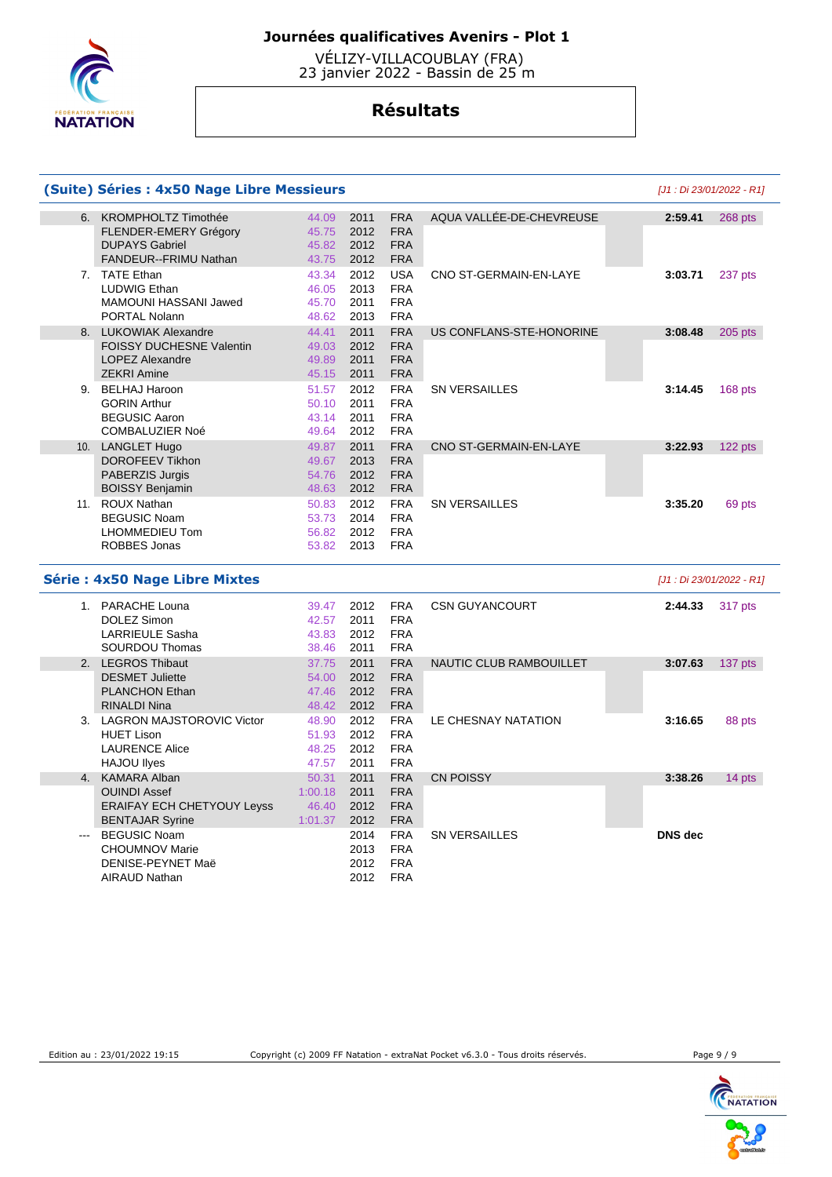# Journées qualificatives Avenirs - Plot 1

VÉLIZY-VILLACOUBLAY (FRA)
23 janvier 2022 - Bassin de 25 m

## Résultats

### (Suite) Séries : 4x50 Nage Libre Messieurs

[J1 : Di 23/01/2022 - R1]

| | | | | | | | |
|---|---|---|---|---|---|---|---|
| 6. | KROMPHOLTZ Timothée | 44.09 | 2011 | FRA | AQUA VALLÉE-DE-CHEVREUSE | 2:59.41 | 268 pts |
| | FLENDER-EMERY Grégory | 45.75 | 2012 | FRA | | | |
| | DUPAYS Gabriel | 45.82 | 2012 | FRA | | | |
| | FANDEUR--FRIMU Nathan | 43.75 | 2012 | FRA | | | |
| 7. | TATE Ethan | 43.34 | 2012 | USA | CNO ST-GERMAIN-EN-LAYE | 3:03.71 | 237 pts |
| | LUDWIG Ethan | 46.05 | 2013 | FRA | | | |
| | MAMOUNI HASSANI Jawed | 45.70 | 2011 | FRA | | | |
| | PORTAL Nolann | 48.62 | 2013 | FRA | | | |
| 8. | LUKOWIAK Alexandre | 44.41 | 2011 | FRA | US CONFLANS-STE-HONORINE | 3:08.48 | 205 pts |
| | FOISSY DUCHESNE Valentin | 49.03 | 2012 | FRA | | | |
| | LOPEZ Alexandre | 49.89 | 2011 | FRA | | | |
| | ZEKRI Amine | 45.15 | 2011 | FRA | | | |
| 9. | BELHAJ Haroon | 51.57 | 2012 | FRA | SN VERSAILLES | 3:14.45 | 168 pts |
| | GORIN Arthur | 50.10 | 2011 | FRA | | | |
| | BEGUSIC Aaron | 43.14 | 2011 | FRA | | | |
| | COMBALUZIER Noé | 49.64 | 2012 | FRA | | | |
| 10. | LANGLET Hugo | 49.87 | 2011 | FRA | CNO ST-GERMAIN-EN-LAYE | 3:22.93 | 122 pts |
| | DOROFEEV Tikhon | 49.67 | 2013 | FRA | | | |
| | PABERZIS Jurgis | 54.76 | 2012 | FRA | | | |
| | BOISSY Benjamin | 48.63 | 2012 | FRA | | | |
| 11. | ROUX Nathan | 50.83 | 2012 | FRA | SN VERSAILLES | 3:35.20 | 69 pts |
| | BEGUSIC Noam | 53.73 | 2014 | FRA | | | |
| | LHOMMEDIEU Tom | 56.82 | 2012 | FRA | | | |
| | ROBBES Jonas | 53.82 | 2013 | FRA | | | |

### Série : 4x50 Nage Libre Mixtes

[J1 : Di 23/01/2022 - R1]

| | | | | | | | |
|---|---|---|---|---|---|---|---|
| 1. | PARACHE Louna | 39.47 | 2012 | FRA | CSN GUYANCOURT | 2:44.33 | 317 pts |
| | DOLEZ Simon | 42.57 | 2011 | FRA | | | |
| | LARRIEULE Sasha | 43.83 | 2012 | FRA | | | |
| | SOURDOU Thomas | 38.46 | 2011 | FRA | | | |
| 2. | LEGROS Thibaut | 37.75 | 2011 | FRA | NAUTIC CLUB RAMBOUILLET | 3:07.63 | 137 pts |
| | DESMET Juliette | 54.00 | 2012 | FRA | | | |
| | PLANCHON Ethan | 47.46 | 2012 | FRA | | | |
| | RINALDI Nina | 48.42 | 2012 | FRA | | | |
| 3. | LAGRON MAJSTOROVIC Victor | 48.90 | 2012 | FRA | LE CHESNAY NATATION | 3:16.65 | 88 pts |
| | HUET Lison | 51.93 | 2012 | FRA | | | |
| | LAURENCE Alice | 48.25 | 2012 | FRA | | | |
| | HAJOU Ilyes | 47.57 | 2011 | FRA | | | |
| 4. | KAMARA Alban | 50.31 | 2011 | FRA | CN POISSY | 3:38.26 | 14 pts |
| | OUINDI Assef | 1:00.18 | 2011 | FRA | | | |
| | ERAIFAY ECH CHETYOUY Leyss | 46.40 | 2012 | FRA | | | |
| | BENTAJAR Syrine | 1:01.37 | 2012 | FRA | | | |
| --- | BEGUSIC Noam | | 2014 | FRA | SN VERSAILLES | DNS dec | |
| | CHOUMNOV Marie | | 2013 | FRA | | | |
| | DENISE-PEYNET Maë | | 2012 | FRA | | | |
| | AIRAUD Nathan | | 2012 | FRA | | | |

Edition au : 23/01/2022 19:15 Copyright (c) 2009 FF Natation - extraNat Pocket v6.3.0 - Tous droits réservés.